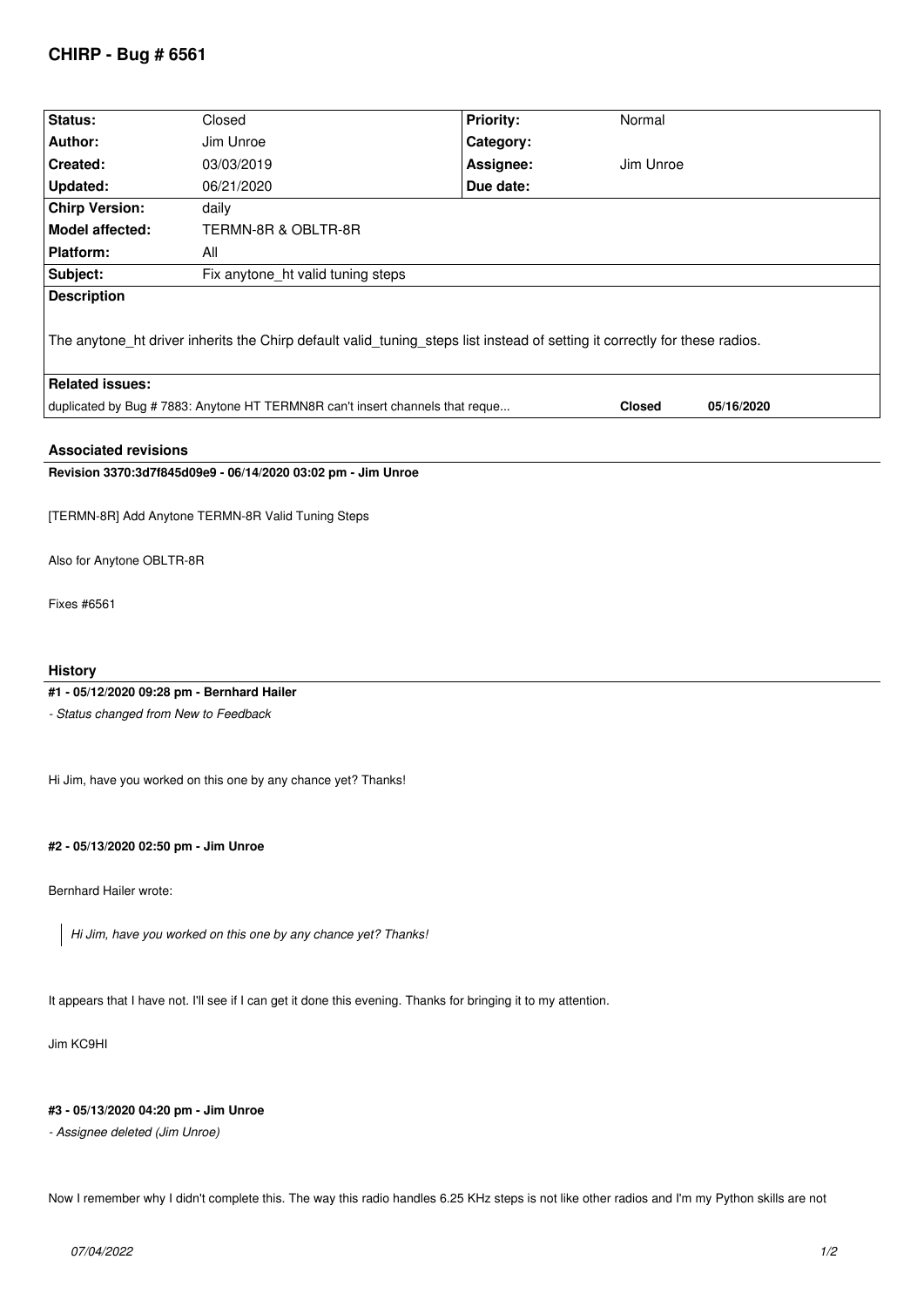# CHIRP - Bug # 6561

| Status: | Closed | Priority: | Normal |
|---|---|---|---|
| Author: | Jim Unroe | Category: | |
| Created: | 03/03/2019 | Assignee: | Jim Unroe |
| Updated: | 06/21/2020 | Due date: | |
| Chirp Version: | daily | | |
| Model affected: | TERMN-8R & OBLTR-8R | | |
| Platform: | All | | |
| Subject: | Fix anytone_ht valid tuning steps | | |

**Description**

The anytone_ht driver inherits the Chirp default valid_tuning_steps list instead of setting it correctly for these radios.

**Related issues:**

| | | |
|---|---|---|
| duplicated by Bug # 7883: Anytone HT TERMN8R can't insert channels that reque... | **Closed** | **05/16/2020** |

## Associated revisions

**Revision 3370:3d7f845d09e9 - 06/14/2020 03:02 pm - Jim Unroe**

[TERMN-8R] Add Anytone TERMN-8R Valid Tuning Steps

Also for Anytone OBLTR-8R

Fixes #6561

## History

**#1 - 05/12/2020 09:28 pm - Bernhard Hailer**

*- Status changed from New to Feedback*

Hi Jim, have you worked on this one by any chance yet? Thanks!

**#2 - 05/13/2020 02:50 pm - Jim Unroe**

Bernhard Hailer wrote:

> *Hi Jim, have you worked on this one by any chance yet? Thanks!*

It appears that I have not. I'll see if I can get it done this evening. Thanks for bringing it to my attention.

Jim KC9HI

**#3 - 05/13/2020 04:20 pm - Jim Unroe**

*- Assignee deleted (Jim Unroe)*

Now I remember why I didn't complete this. The way this radio handles 6.25 KHz steps is not like other radios and I'm my Python skills are not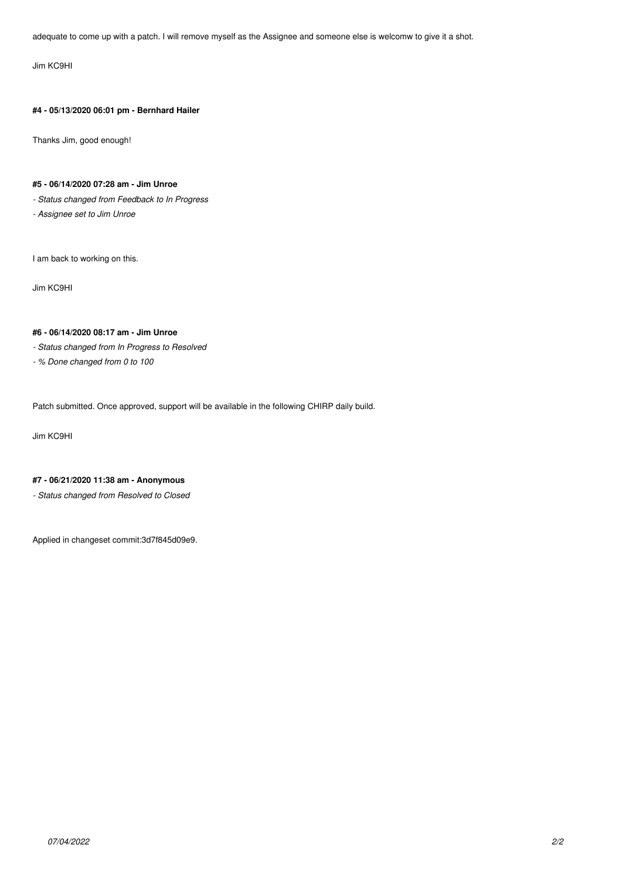adequate to come up with a patch. I will remove myself as the Assignee and someone else is welcomw to give it a shot.

Jim KC9HI

#### #4 - 05/13/2020 06:01 pm - Bernhard Hailer

Thanks Jim, good enough!

#### #5 - 06/14/2020 07:28 am - Jim Unroe

- *Status changed from Feedback to In Progress*
- *Assignee set to Jim Unroe*

I am back to working on this.

Jim KC9HI

#### #6 - 06/14/2020 08:17 am - Jim Unroe

- *Status changed from In Progress to Resolved*
- *% Done changed from 0 to 100*

Patch submitted. Once approved, support will be available in the following CHIRP daily build.

Jim KC9HI

#### #7 - 06/21/2020 11:38 am - Anonymous

- *Status changed from Resolved to Closed*

Applied in changeset commit:3d7f845d09e9.